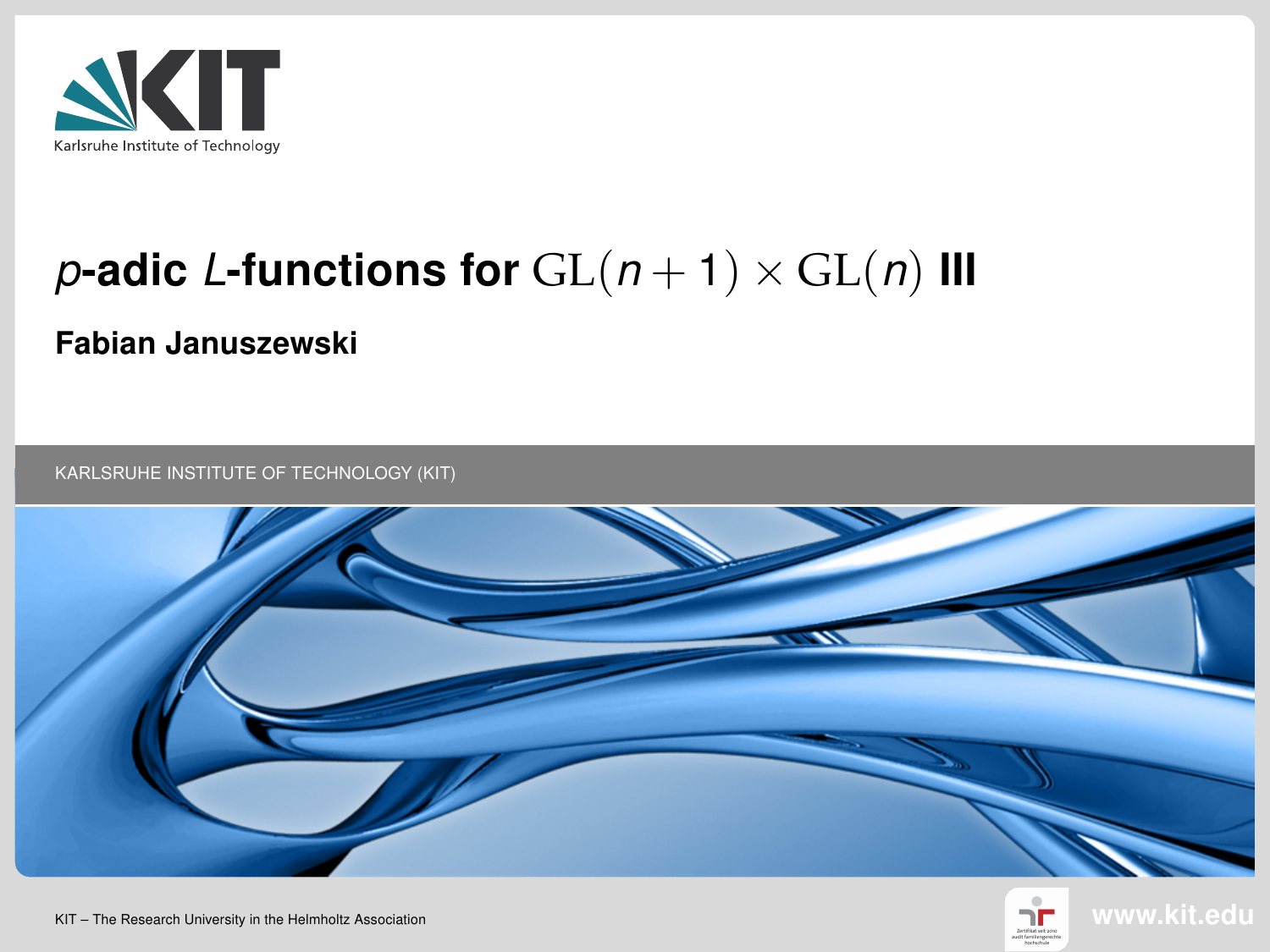# $p$-adic $L$-functions for $\mathrm{GL}(n+1) \times \mathrm{GL}(n)$ III

**Fabian Januszewski**

KARLSRUHE INSTITUTE OF TECHNOLOGY (KIT)

KIT – The Research University in the Helmholtz Association

www.kit.edu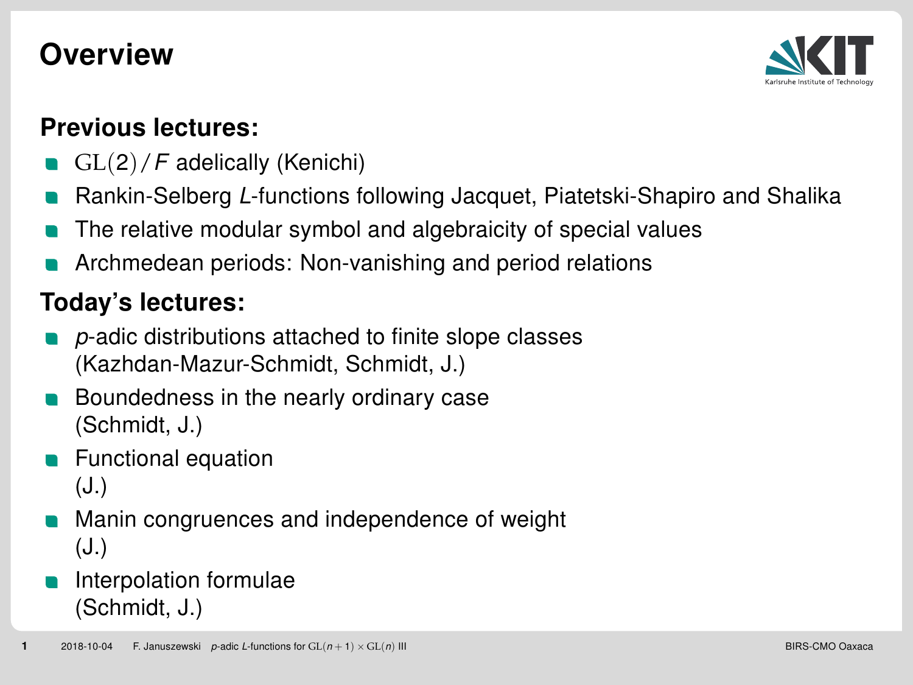# Overview

## Previous lectures:

- $\mathrm{GL}(2)/F$ adelically (Kenichi)
- Rankin-Selberg *L*-functions following Jacquet, Piatetski-Shapiro and Shalika
- The relative modular symbol and algebraicity of special values
- Archmedean periods: Non-vanishing and period relations

## Today's lectures:

- *p*-adic distributions attached to finite slope classes
  (Kazhdan-Mazur-Schmidt, Schmidt, J.)
- Boundedness in the nearly ordinary case
  (Schmidt, J.)
- Functional equation
  (J.)
- Manin congruences and independence of weight
  (J.)
- Interpolation formulae
  (Schmidt, J.)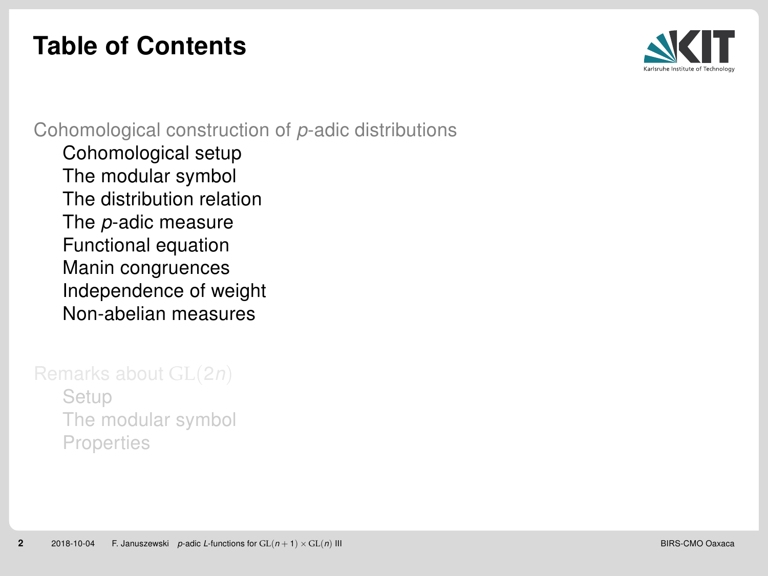# Table of Contents

Cohomological construction of $p$-adic distributions

- Cohomological setup
- The modular symbol
- The distribution relation
- The $p$-adic measure
- Functional equation
- Manin congruences
- Independence of weight
- Non-abelian measures

Remarks about $\mathrm{GL}(2n)$

- Setup
- The modular symbol
- Properties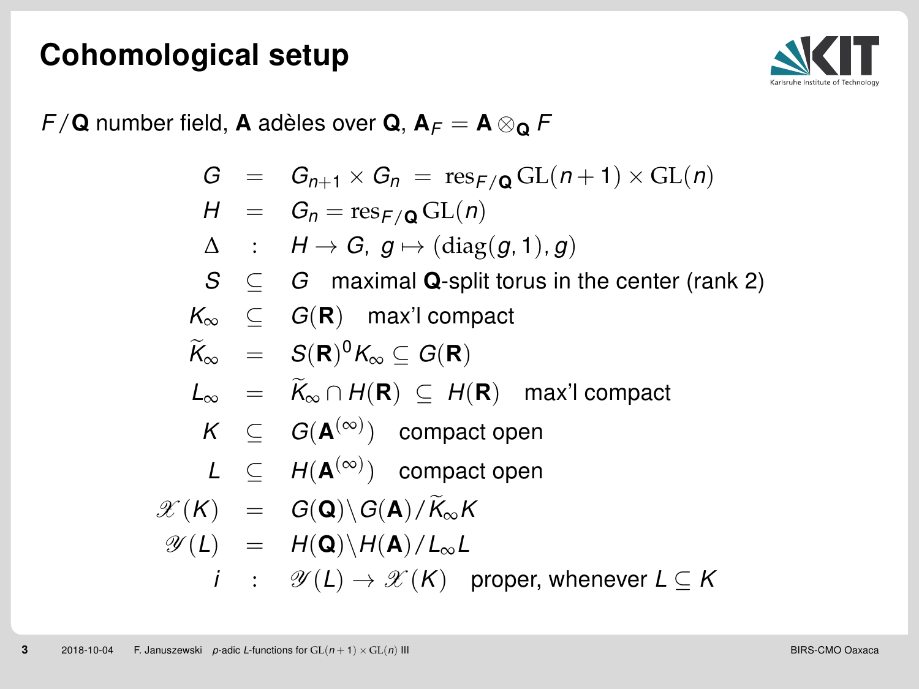# Cohomological setup

$F/\mathbf{Q}$ number field, $\mathbf{A}$ adèles over $\mathbf{Q}$, $\mathbf{A}_F = \mathbf{A} \otimes_{\mathbf{Q}} F$

$$
\begin{array}{rcl}
G & = & G_{n+1} \times G_n \; = \; \mathrm{res}_{F/\mathbf{Q}} \mathrm{GL}(n+1) \times \mathrm{GL}(n) \\
H & = & G_n = \mathrm{res}_{F/\mathbf{Q}} \mathrm{GL}(n) \\
\Delta & : & H \to G, \; g \mapsto (\mathrm{diag}(g, 1), g) \\
S & \subseteq & G \quad \text{maximal } \mathbf{Q}\text{-split torus in the center (rank 2)} \\
K_\infty & \subseteq & G(\mathbf{R}) \quad \text{max'l compact} \\
\widetilde{K}_\infty & = & S(\mathbf{R})^0 K_\infty \subseteq G(\mathbf{R}) \\
L_\infty & = & \widetilde{K}_\infty \cap H(\mathbf{R}) \; \subseteq \; H(\mathbf{R}) \quad \text{max'l compact} \\
K & \subseteq & G(\mathbf{A}^{(\infty)}) \quad \text{compact open} \\
L & \subseteq & H(\mathbf{A}^{(\infty)}) \quad \text{compact open} \\
\mathscr{X}(K) & = & G(\mathbf{Q}) \backslash G(\mathbf{A}) / \widetilde{K}_\infty K \\
\mathscr{Y}(L) & = & H(\mathbf{Q}) \backslash H(\mathbf{A}) / L_\infty L \\
i & : & \mathscr{Y}(L) \to \mathscr{X}(K) \quad \text{proper, whenever } L \subseteq K
\end{array}
$$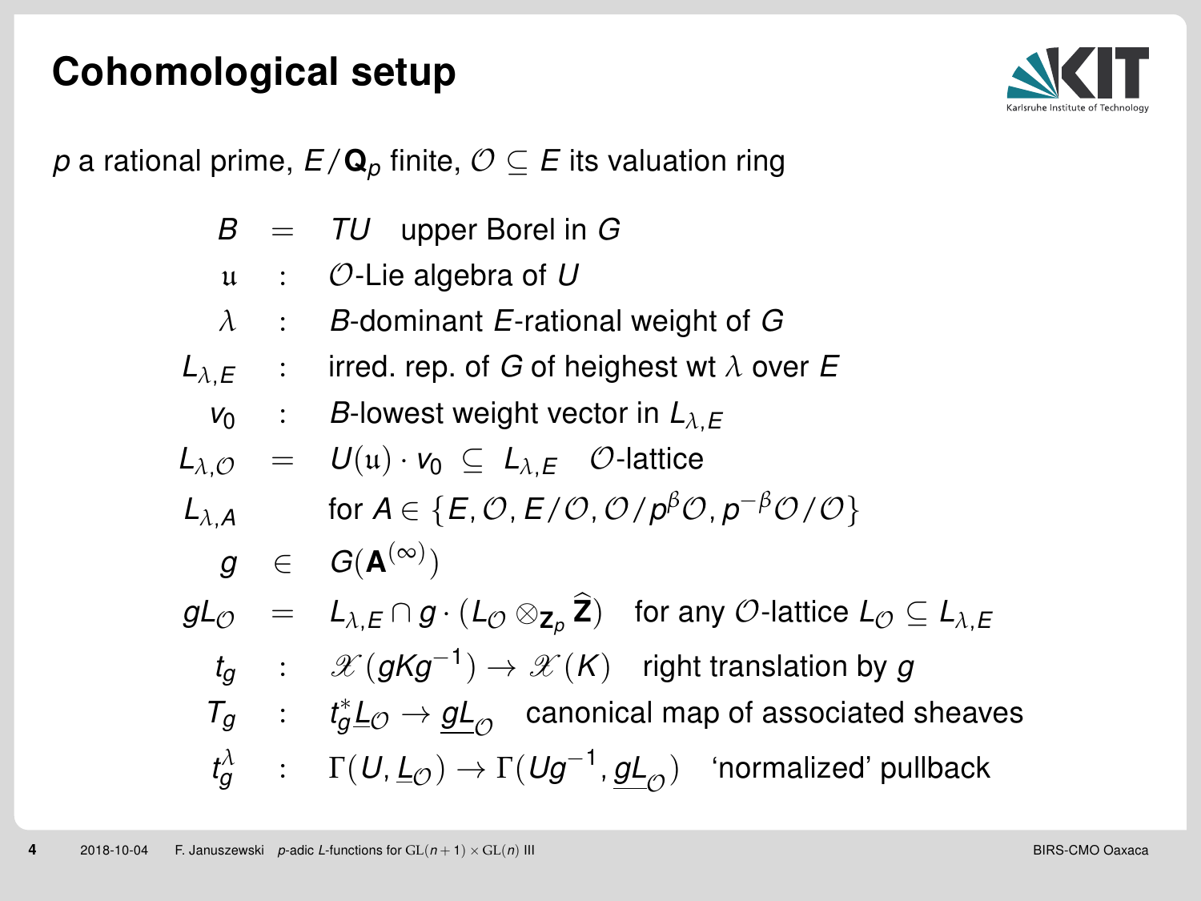# Cohomological setup

$p$ a rational prime, $E/\mathbf{Q}_p$ finite, $\mathcal{O} \subseteq E$ its valuation ring

| | | |
|---|---|---|
| $B$ | $=$ | $TU$ upper Borel in $G$ |
| $\mathfrak{u}$ | : | $\mathcal{O}$-Lie algebra of $U$ |
| $\lambda$ | : | $B$-dominant $E$-rational weight of $G$ |
| $L_{\lambda,E}$ | : | irred. rep. of $G$ of heighest wt $\lambda$ over $E$ |
| $v_0$ | : | $B$-lowest weight vector in $L_{\lambda,E}$ |
| $L_{\lambda,\mathcal{O}}$ | $=$ | $U(\mathfrak{u}) \cdot v_0 \subseteq L_{\lambda,E}$ $\mathcal{O}$-lattice |
| $L_{\lambda,A}$ | | for $A \in \{E, \mathcal{O}, E/\mathcal{O}, \mathcal{O}/p^{\beta}\mathcal{O}, p^{-\beta}\mathcal{O}/\mathcal{O}\}$ |
| $g$ | $\in$ | $G(\mathbf{A}^{(\infty)})$ |
| $gL_{\mathcal{O}}$ | $=$ | $L_{\lambda,E} \cap g \cdot (L_{\mathcal{O}} \otimes_{\mathbf{Z}_p} \widehat{\mathbf{Z}})$ for any $\mathcal{O}$-lattice $L_{\mathcal{O}} \subseteq L_{\lambda,E}$ |
| $t_g$ | : | $\mathscr{X}(gKg^{-1}) \to \mathscr{X}(K)$ right translation by $g$ |
| $T_g$ | : | $t_g^* \underline{L}_{\mathcal{O}} \to \underline{gL}_{\mathcal{O}}$ canonical map of associated sheaves |
| $t_g^{\lambda}$ | : | $\Gamma(U, \underline{L}_{\mathcal{O}}) \to \Gamma(Ug^{-1}, \underline{gL}_{\mathcal{O}})$ 'normalized' pullback |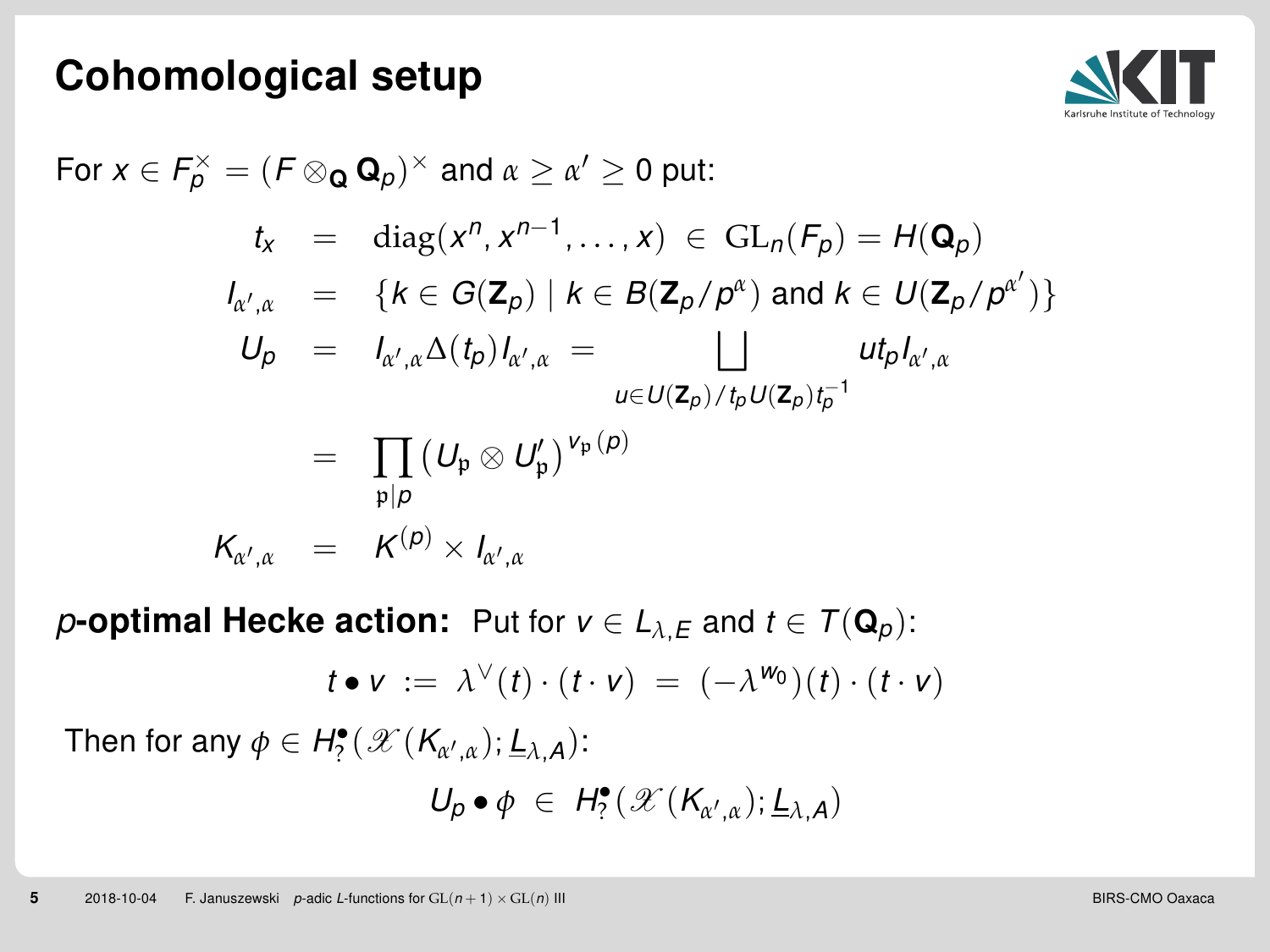# Cohomological setup

For $x \in F_p^\times = (F \otimes_{\mathbf{Q}} \mathbf{Q}_p)^\times$ and $\alpha \geq \alpha' \geq 0$ put:

$$
\begin{aligned}
t_x &= \operatorname{diag}(x^n, x^{n-1}, \dots, x) \in \mathrm{GL}_n(F_p) = H(\mathbf{Q}_p) \\
I_{\alpha',\alpha} &= \{k \in G(\mathbf{Z}_p) \mid k \in B(\mathbf{Z}_p/p^\alpha) \text{ and } k \in U(\mathbf{Z}_p/p^{\alpha'})\} \\
U_p &= I_{\alpha',\alpha} \Delta(t_p) I_{\alpha',\alpha} = \bigsqcup_{u \in U(\mathbf{Z}_p)/t_p U(\mathbf{Z}_p) t_p^{-1}} u t_p I_{\alpha',\alpha} \\
&= \prod_{\mathfrak{p} \mid p} \left(U_{\mathfrak{p}} \otimes U'_{\mathfrak{p}}\right)^{v_{\mathfrak{p}}(p)} \\
K_{\alpha',\alpha} &= K^{(p)} \times I_{\alpha',\alpha}
\end{aligned}
$$

***p*-optimal Hecke action:** Put for $v \in L_{\lambda,E}$ and $t \in T(\mathbf{Q}_p)$:

$$
t \bullet v := \lambda^\vee(t) \cdot (t \cdot v) = (-\lambda^{w_0})(t) \cdot (t \cdot v)
$$

Then for any $\phi \in H_?^\bullet(\mathscr{X}(K_{\alpha',\alpha}); \underline{L}_{\lambda,A})$:

$$
U_p \bullet \phi \in H_?^\bullet(\mathscr{X}(K_{\alpha',\alpha}); \underline{L}_{\lambda,A})
$$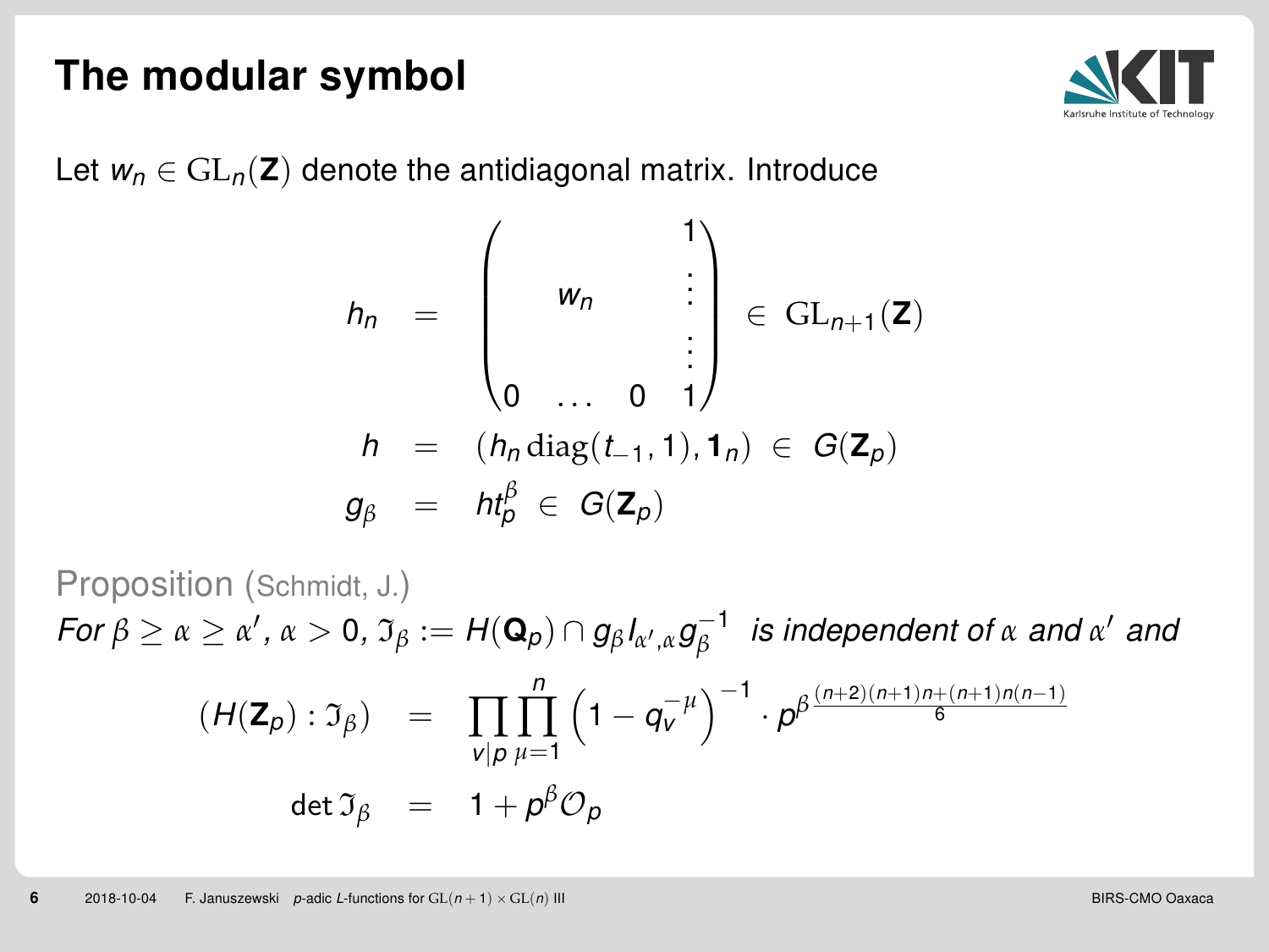# The modular symbol

Let $w_n \in \mathrm{GL}_n(\mathbf{Z})$ denote the antidiagonal matrix. Introduce

$$
\begin{aligned}
h_n &= \begin{pmatrix} & & & 1 \\ & w_n & & \vdots \\ & & & \vdots \\ 0 & \dots & 0 & 1 \end{pmatrix} \in \mathrm{GL}_{n+1}(\mathbf{Z}) \\
h &= (h_n \,\mathrm{diag}(t_{-1}, 1), \mathbf{1}_n) \in G(\mathbf{Z}_p) \\
g_\beta &= h t_p^\beta \in G(\mathbf{Z}_p)
\end{aligned}
$$

Proposition (Schmidt, J.)

*For $\beta \geq \alpha \geq \alpha'$, $\alpha > 0$, $\mathfrak{I}_\beta := H(\mathbf{Q}_p) \cap g_\beta I_{\alpha',\alpha} g_\beta^{-1}$ is independent of $\alpha$ and $\alpha'$ and*

$$
\begin{aligned}
(H(\mathbf{Z}_p) : \mathfrak{I}_\beta) &= \prod_{v|p} \prod_{\mu=1}^{n} \left(1 - q_v^{-\mu}\right)^{-1} \cdot p^{\beta \frac{(n+2)(n+1)n + (n+1)n(n-1)}{6}} \\
\det \mathfrak{I}_\beta &= 1 + p^\beta \mathcal{O}_p
\end{aligned}
$$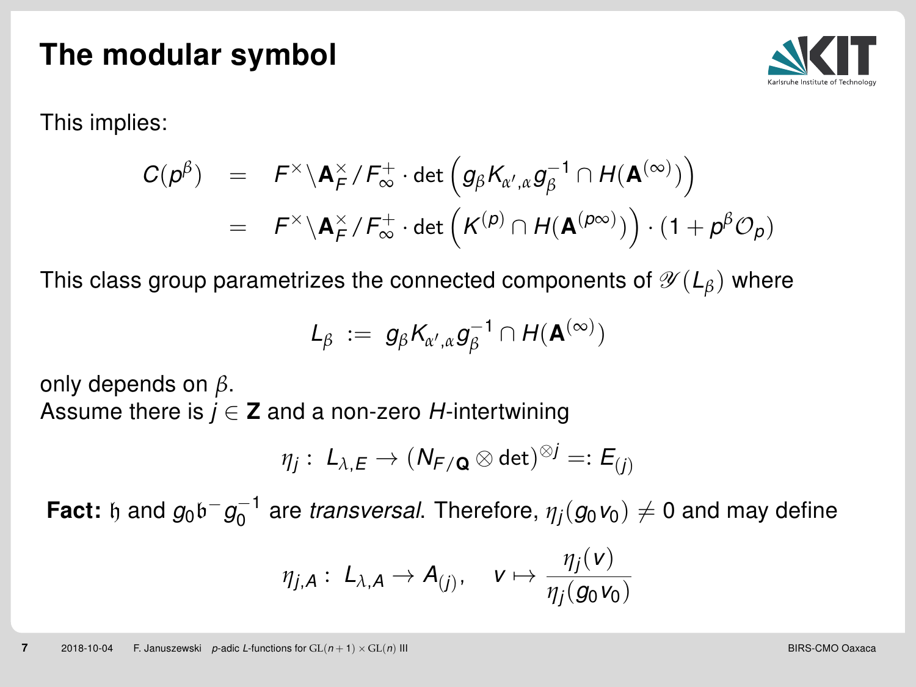# The modular symbol

This implies:

$$
\begin{aligned}
C(p^\beta) &= F^\times \backslash \mathbf{A}_F^\times / F_\infty^+ \cdot \det\left(g_\beta K_{\alpha',\alpha} g_\beta^{-1} \cap H(\mathbf{A}^{(\infty)})\right) \\
&= F^\times \backslash \mathbf{A}_F^\times / F_\infty^+ \cdot \det\left(K^{(p)} \cap H(\mathbf{A}^{(p\infty)})\right) \cdot (1 + p^\beta \mathcal{O}_p)
\end{aligned}
$$

This class group parametrizes the connected components of $\mathscr{Y}(L_\beta)$ where

$$
L_\beta \;:=\; g_\beta K_{\alpha',\alpha} g_\beta^{-1} \cap H(\mathbf{A}^{(\infty)})
$$

only depends on $\beta$.
Assume there is $j \in \mathbf{Z}$ and a non-zero $H$-intertwining

$$
\eta_j : \; L_{\lambda,E} \to (N_{F/\mathbf{Q}} \otimes \det)^{\otimes j} =: E_{(j)}
$$

**Fact:** $\mathfrak{h}$ and $g_0 \mathfrak{b}^- g_0^{-1}$ are *transversal*. Therefore, $\eta_j(g_0 v_0) \neq 0$ and may define

$$
\eta_{j,A} : \; L_{\lambda,A} \to A_{(j)}, \quad v \mapsto \frac{\eta_j(v)}{\eta_j(g_0 v_0)}
$$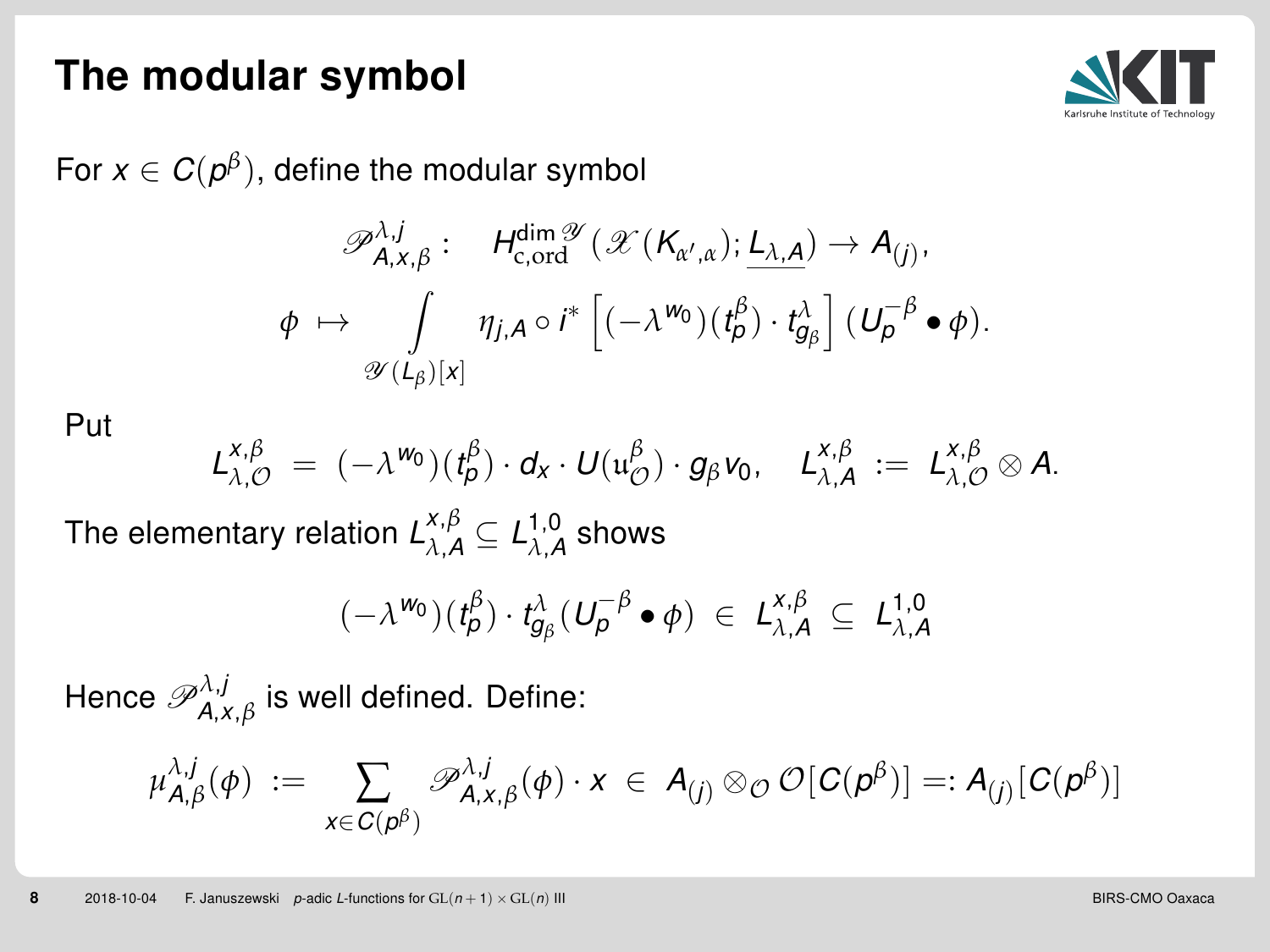# The modular symbol

For $x \in C(p^\beta)$, define the modular symbol

$$\mathscr{P}^{\lambda,j}_{A,x,\beta}: \quad H^{\dim \mathscr{Y}}_{\mathrm{c,ord}}(\mathscr{X}(K_{\alpha',\alpha}); \underline{L_{\lambda,A}}) \to A_{(j)},$$

$$\phi \ \mapsto \int\limits_{\mathscr{Y}(L_\beta)[x]} \eta_{j,A} \circ i^* \left[(-\lambda^{w_0})(t_p^\beta) \cdot t^\lambda_{g_\beta}\right] (U_p^{-\beta} \bullet \phi).$$

Put

$$L^{x,\beta}_{\lambda,\mathcal{O}} \ = \ (-\lambda^{w_0})(t_p^\beta) \cdot d_x \cdot U(\mathfrak{u}^\beta_{\mathcal{O}}) \cdot g_\beta v_0, \quad L^{x,\beta}_{\lambda,A} \ := \ L^{x,\beta}_{\lambda,\mathcal{O}} \otimes A.$$

The elementary relation $L^{x,\beta}_{\lambda,A} \subseteq L^{1,0}_{\lambda,A}$ shows

$$(-\lambda^{w_0})(t_p^\beta) \cdot t^\lambda_{g_\beta}(U_p^{-\beta} \bullet \phi) \ \in \ L^{x,\beta}_{\lambda,A} \ \subseteq \ L^{1,0}_{\lambda,A}$$

Hence $\mathscr{P}^{\lambda,j}_{A,x,\beta}$ is well defined. Define:

$$\mu^{\lambda,j}_{A,\beta}(\phi) \ := \sum_{x \in C(p^\beta)} \mathscr{P}^{\lambda,j}_{A,x,\beta}(\phi) \cdot x \ \in \ A_{(j)} \otimes_{\mathcal{O}} \mathcal{O}[C(p^\beta)] =: A_{(j)}[C(p^\beta)]$$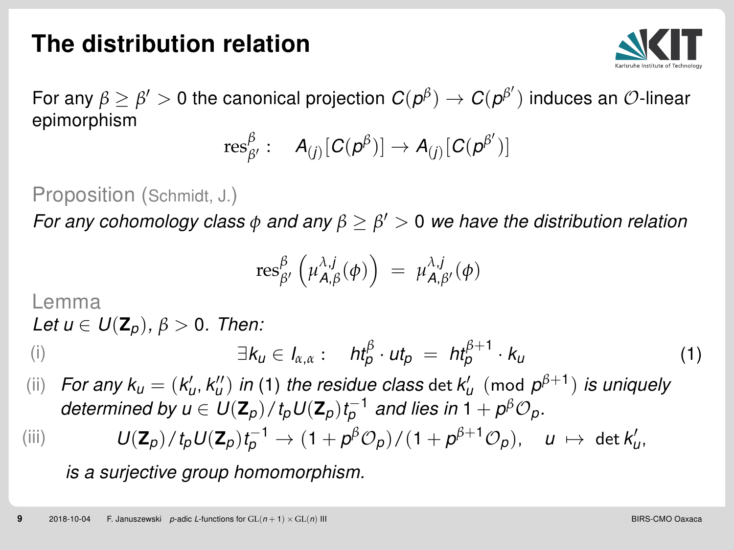# The distribution relation

For any $\beta \geq \beta' > 0$ the canonical projection $C(p^\beta) \to C(p^{\beta'})$ induces an $\mathcal{O}$-linear epimorphism

$$\mathrm{res}^{\beta}_{\beta'}: \quad A_{(j)}[C(p^\beta)] \to A_{(j)}[C(p^{\beta'})]$$

Proposition (Schmidt, J.)

*For any cohomology class $\phi$ and any $\beta \geq \beta' > 0$ we have the distribution relation*

$$\mathrm{res}^{\beta}_{\beta'}\left(\mu^{\lambda,j}_{A,\beta}(\phi)\right) = \mu^{\lambda,j}_{A,\beta'}(\phi)$$

Lemma

*Let $u \in U(\mathbf{Z}_p)$, $\beta > 0$. Then:*

(i)
$$\exists k_u \in I_{\alpha,\alpha}: \quad ht_p^\beta \cdot ut_p = ht_p^{\beta+1} \cdot k_u \tag{1}$$

(ii) *For any $k_u = (k'_u, k''_u)$ in (1) the residue class $\det k'_u \pmod{p^{\beta+1}}$ is uniquely determined by $u \in U(\mathbf{Z}_p)/t_p U(\mathbf{Z}_p) t_p^{-1}$ and lies in $1 + p^\beta \mathcal{O}_p$.*

(iii)
$$U(\mathbf{Z}_p)/t_p U(\mathbf{Z}_p) t_p^{-1} \to (1 + p^\beta \mathcal{O}_p)/(1 + p^{\beta+1}\mathcal{O}_p), \quad u \mapsto \det k'_u,$$

*is a surjective group homomorphism.*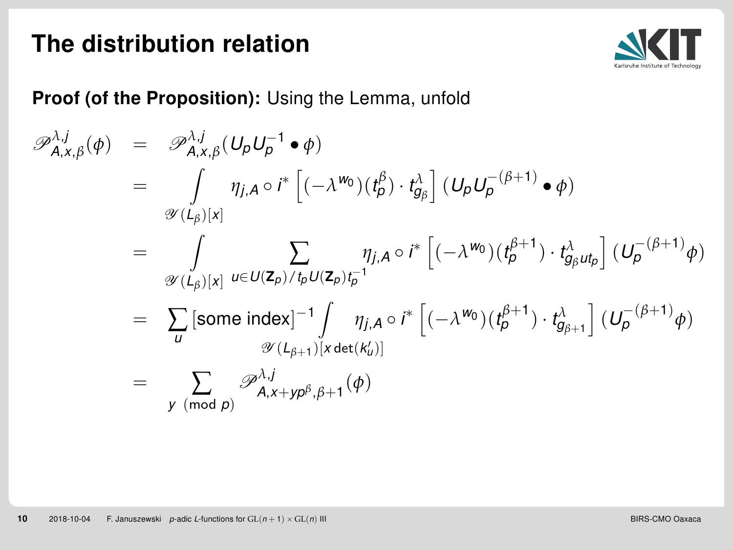# The distribution relation

**Proof (of the Proposition):** Using the Lemma, unfold

$$
\begin{aligned}
\mathscr{P}^{\lambda,j}_{A,x,\beta}(\phi) &= \mathscr{P}^{\lambda,j}_{A,x,\beta}(U_p U_p^{-1} \bullet \phi) \\
&= \int\limits_{\mathscr{Y}(L_\beta)[x]} \eta_{j,A} \circ i^* \left[ (-\lambda^{w_0})(t_p^{\beta}) \cdot t^{\lambda}_{g_\beta} \right] (U_p U_p^{-(\beta+1)} \bullet \phi) \\
&= \int\limits_{\mathscr{Y}(L_\beta)[x]} \sum_{u \in U(\mathbf{Z}_p)/t_p U(\mathbf{Z}_p) t_p^{-1}} \eta_{j,A} \circ i^* \left[ (-\lambda^{w_0})(t_p^{\beta+1}) \cdot t^{\lambda}_{g_\beta u t_p} \right] (U_p^{-(\beta+1)} \phi) \\
&= \sum_u [\text{some index}]^{-1} \int\limits_{\mathscr{Y}(L_{\beta+1})[x \det(k_u')]} \eta_{j,A} \circ i^* \left[ (-\lambda^{w_0})(t_p^{\beta+1}) \cdot t^{\lambda}_{g_{\beta+1}} \right] (U_p^{-(\beta+1)} \phi) \\
&= \sum_{y \pmod{p}} \mathscr{P}^{\lambda,j}_{A,x+yp^\beta,\beta+1}(\phi)
\end{aligned}
$$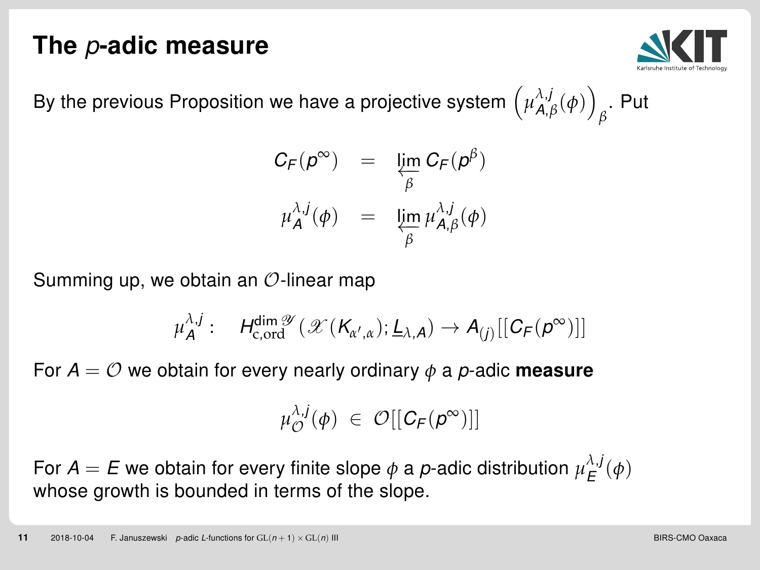# The $p$-adic measure

By the previous Proposition we have a projective system $\left(\mu_{A,\beta}^{\lambda,j}(\phi)\right)_{\beta}$. Put

$$
\begin{aligned}
C_F(p^\infty) &= \varprojlim_{\beta} C_F(p^\beta) \\
\mu_A^{\lambda,j}(\phi) &= \varprojlim_{\beta} \mu_{A,\beta}^{\lambda,j}(\phi)
\end{aligned}
$$

Summing up, we obtain an $\mathcal{O}$-linear map

$$
\mu_A^{\lambda,j}: \quad H_{\mathrm{c,ord}}^{\dim \mathscr{Y}}(\mathscr{X}(K_{\alpha',\alpha}); \underline{L}_{\lambda,A}) \to A_{(j)}[[C_F(p^\infty)]]
$$

For $A = \mathcal{O}$ we obtain for every nearly ordinary $\phi$ a $p$-adic **measure**

$$
\mu_{\mathcal{O}}^{\lambda,j}(\phi) \in \mathcal{O}[[C_F(p^\infty)]]
$$

For $A = E$ we obtain for every finite slope $\phi$ a $p$-adic distribution $\mu_E^{\lambda,j}(\phi)$ whose growth is bounded in terms of the slope.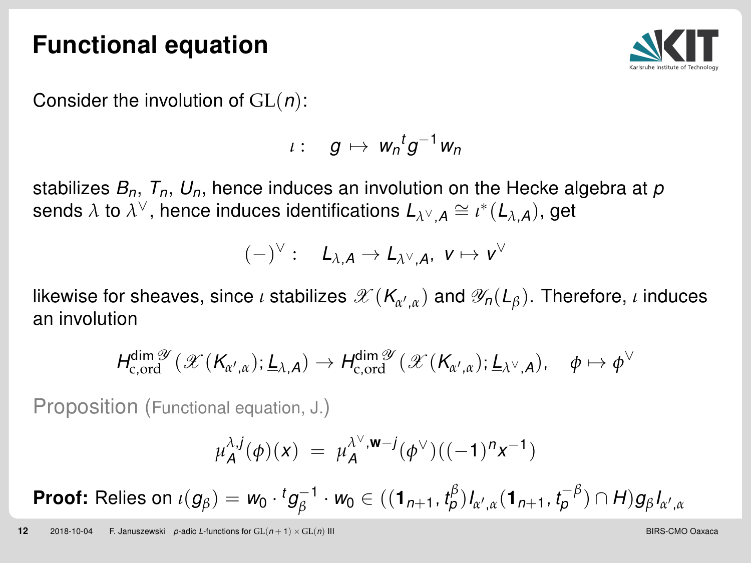# Functional equation

Consider the involution of $\mathrm{GL}(n)$:

$$\iota: \quad g \mapsto w_n {}^t g^{-1} w_n$$

stabilizes $B_n$, $T_n$, $U_n$, hence induces an involution on the Hecke algebra at $p$ sends $\lambda$ to $\lambda^\vee$, hence induces identifications $L_{\lambda^\vee,A} \cong \iota^*(L_{\lambda,A})$, get

$$(-)^\vee: \quad L_{\lambda,A} \to L_{\lambda^\vee,A}, \ v \mapsto v^\vee$$

likewise for sheaves, since $\iota$ stabilizes $\mathscr{X}(K_{\alpha',\alpha})$ and $\mathscr{Y}_n(L_\beta)$. Therefore, $\iota$ induces an involution

$$H^{\dim \mathscr{Y}}_{\mathrm{c,ord}}(\mathscr{X}(K_{\alpha',\alpha}); \underline{L}_{\lambda,A}) \to H^{\dim \mathscr{Y}}_{\mathrm{c,ord}}(\mathscr{X}(K_{\alpha',\alpha}); \underline{L}_{\lambda^\vee,A}), \quad \phi \mapsto \phi^\vee$$

Proposition (Functional equation, J.)

$$\mu_A^{\lambda,j}(\phi)(x) \ = \ \mu_A^{\lambda^\vee,\mathbf{w}-j}(\phi^\vee)((-1)^n x^{-1})$$

**Proof:** Relies on $\iota(g_\beta) = w_0 \cdot {}^t g_\beta^{-1} \cdot w_0 \in ((\mathbf{1}_{n+1}, t_p^\beta) I_{\alpha',\alpha} (\mathbf{1}_{n+1}, t_p^{-\beta}) \cap H) g_\beta I_{\alpha',\alpha}$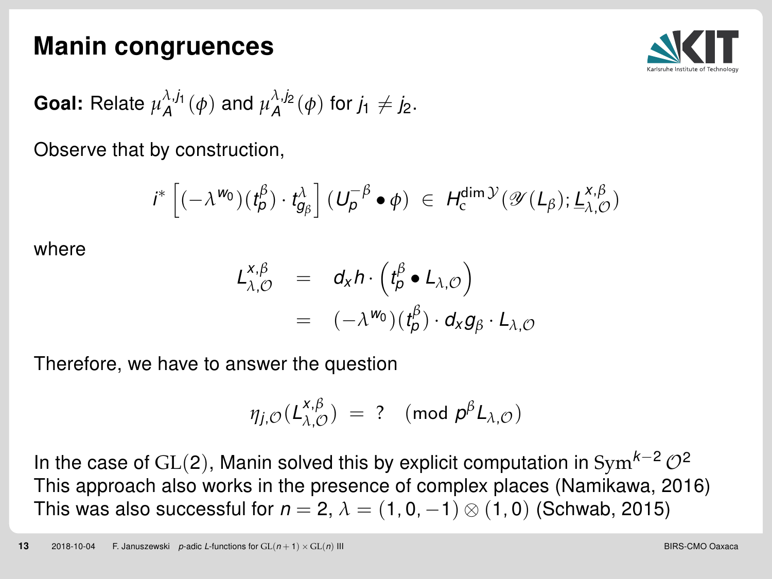# Manin congruences

**Goal:** Relate $\mu_A^{\lambda,j_1}(\phi)$ and $\mu_A^{\lambda,j_2}(\phi)$ for $j_1 \neq j_2$.

Observe that by construction,

$$i^*\left[(-\lambda^{w_0})(t_p^\beta)\cdot t_{g_\beta}^\lambda\right](U_p^{-\beta}\bullet\phi) \;\in\; H_{\mathrm{c}}^{\dim\mathscr{Y}}(\mathscr{Y}(L_\beta);\underline{L}_{\lambda,\mathcal{O}}^{x,\beta})$$

where

$$\begin{aligned} L_{\lambda,\mathcal{O}}^{x,\beta} &= d_x h\cdot\left(t_p^\beta\bullet L_{\lambda,\mathcal{O}}\right)\\ &= (-\lambda^{w_0})(t_p^\beta)\cdot d_x g_\beta\cdot L_{\lambda,\mathcal{O}} \end{aligned}$$

Therefore, we have to answer the question

$$\eta_{j,\mathcal{O}}(L_{\lambda,\mathcal{O}}^{x,\beta}) \;=\; ? \pmod{p^\beta L_{\lambda,\mathcal{O}}}$$

In the case of $\mathrm{GL}(2)$, Manin solved this by explicit computation in $\mathrm{Sym}^{k-2}\,\mathcal{O}^2$
This approach also works in the presence of complex places (Namikawa, 2016)
This was also successful for $n=2$, $\lambda=(1,0,-1)\otimes(1,0)$ (Schwab, 2015)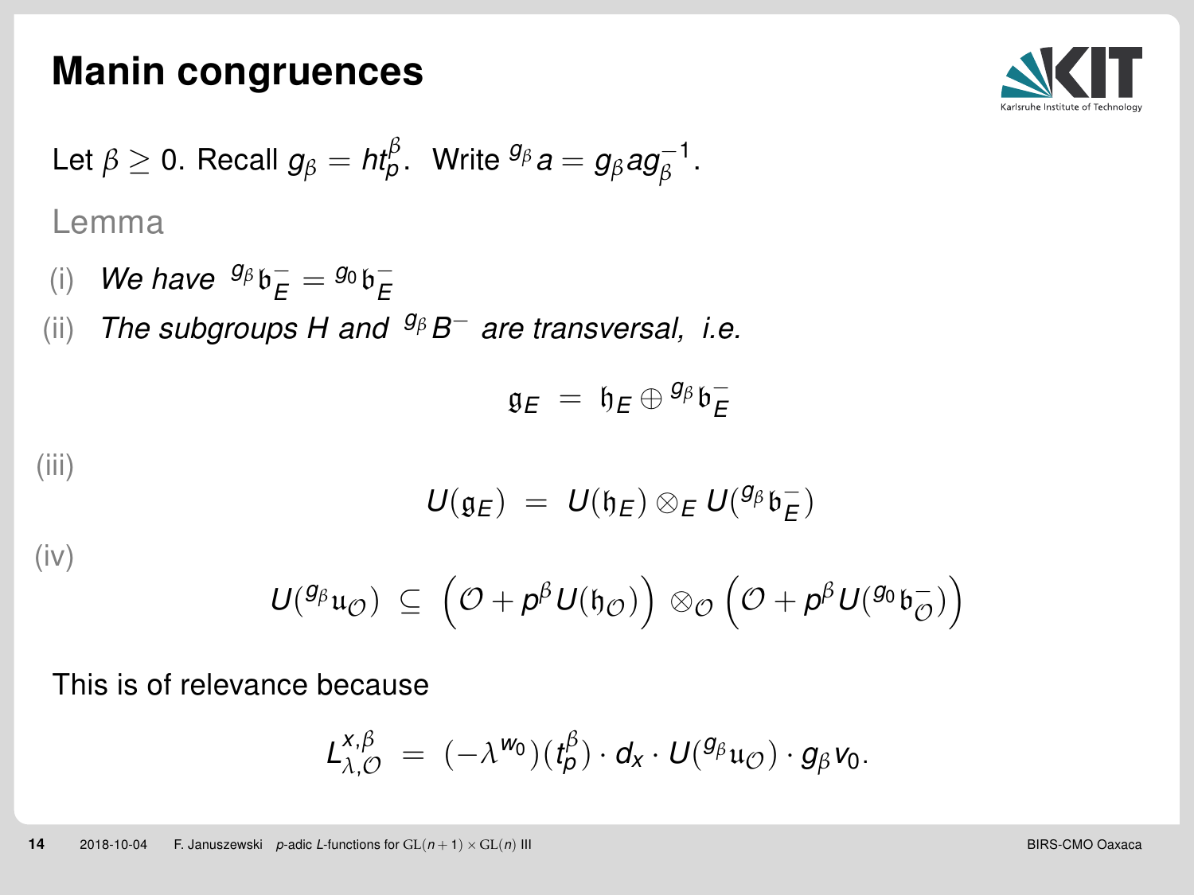# Manin congruences

Let $\beta \geq 0$. Recall $g_\beta = ht_p^\beta$. Write ${}^{g_\beta}a = g_\beta a g_\beta^{-1}$.

Lemma

(i) *We have* ${}^{g_\beta}\mathfrak{b}_E^- = {}^{g_0}\mathfrak{b}_E^-$

(ii) *The subgroups $H$ and ${}^{g_\beta}B^-$ are transversal, i.e.*

$$\mathfrak{g}_E \;=\; \mathfrak{h}_E \oplus {}^{g_\beta}\mathfrak{b}_E^-$$

(iii)

$$U(\mathfrak{g}_E) \;=\; U(\mathfrak{h}_E) \otimes_E U({}^{g_\beta}\mathfrak{b}_E^-)$$

(iv)

$$U({}^{g_\beta}\mathfrak{u}_\mathcal{O}) \;\subseteq\; \left(\mathcal{O} + p^\beta U(\mathfrak{h}_\mathcal{O})\right) \otimes_\mathcal{O} \left(\mathcal{O} + p^\beta U({}^{g_0}\mathfrak{b}_\mathcal{O}^-)\right)$$

This is of relevance because

$$L_{\lambda,\mathcal{O}}^{x,\beta} \;=\; (-\lambda^{w_0})(t_p^\beta) \cdot d_x \cdot U({}^{g_\beta}\mathfrak{u}_\mathcal{O}) \cdot g_\beta v_0.$$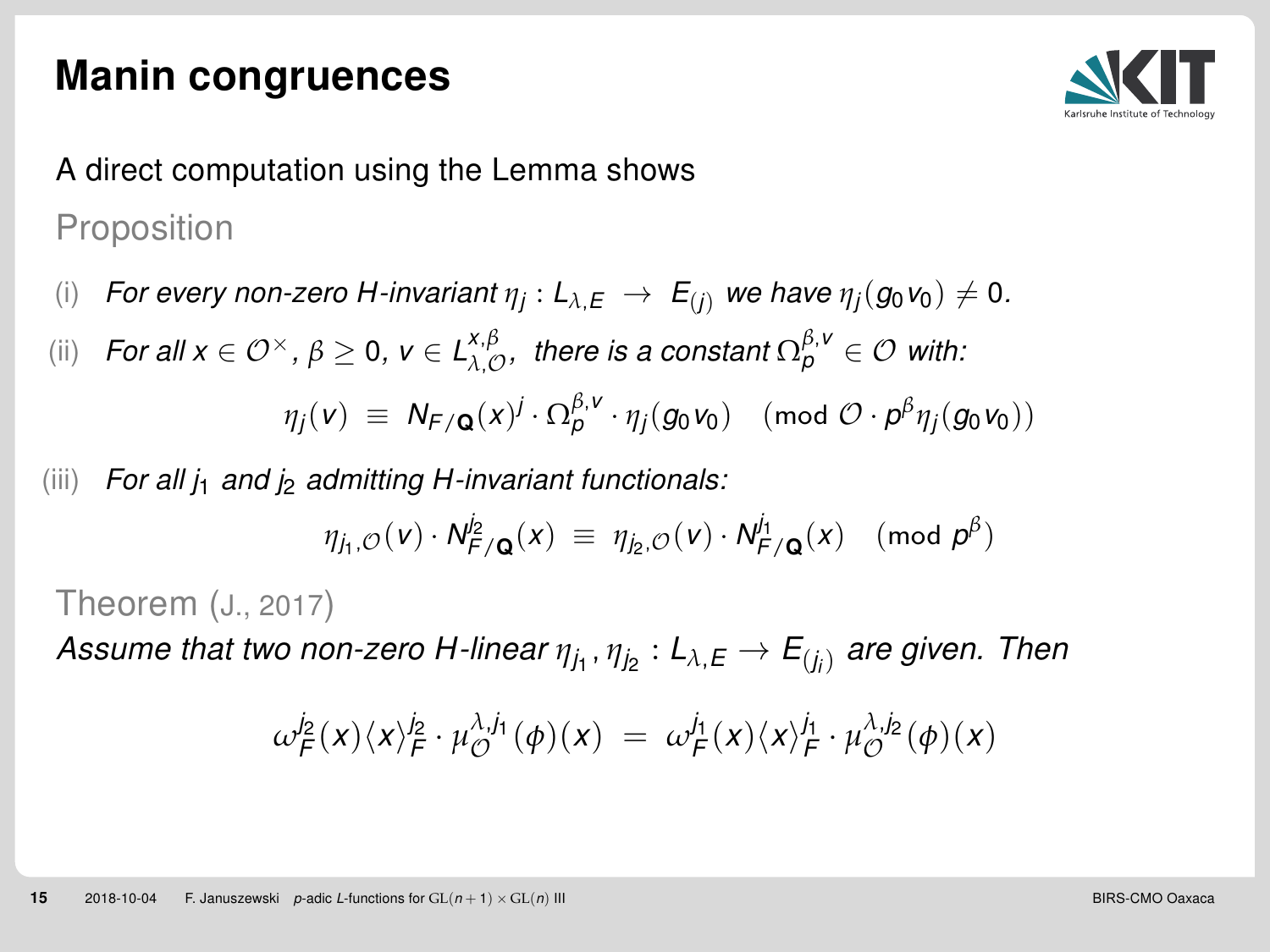# Manin congruences

A direct computation using the Lemma shows

**Proposition**

(i) *For every non-zero H-invariant* $\eta_j : L_{\lambda,E} \to E_{(j)}$ *we have* $\eta_j(g_0 v_0) \neq 0$.

(ii) *For all* $x \in \mathcal{O}^\times$, $\beta \geq 0$, $v \in L_{\lambda,\mathcal{O}}^{x,\beta}$, *there is a constant* $\Omega_p^{\beta,v} \in \mathcal{O}$ *with:*

$$\eta_j(v) \equiv N_{F/\mathbf{Q}}(x)^j \cdot \Omega_p^{\beta,v} \cdot \eta_j(g_0 v_0) \pmod{\mathcal{O} \cdot p^\beta \eta_j(g_0 v_0)}$$

(iii) *For all* $j_1$ *and* $j_2$ *admitting H-invariant functionals:*

$$\eta_{j_1,\mathcal{O}}(v) \cdot N_{F/\mathbf{Q}}^{j_2}(x) \equiv \eta_{j_2,\mathcal{O}}(v) \cdot N_{F/\mathbf{Q}}^{j_1}(x) \pmod{p^\beta}$$

**Theorem** (J., 2017)

*Assume that two non-zero H-linear* $\eta_{j_1}, \eta_{j_2} : L_{\lambda,E} \to E_{(j_i)}$ *are given. Then*

$$\omega_F^{j_2}(x)\langle x\rangle_F^{j_2} \cdot \mu_{\mathcal{O}}^{\lambda,j_1}(\phi)(x) = \omega_F^{j_1}(x)\langle x\rangle_F^{j_1} \cdot \mu_{\mathcal{O}}^{\lambda,j_2}(\phi)(x)$$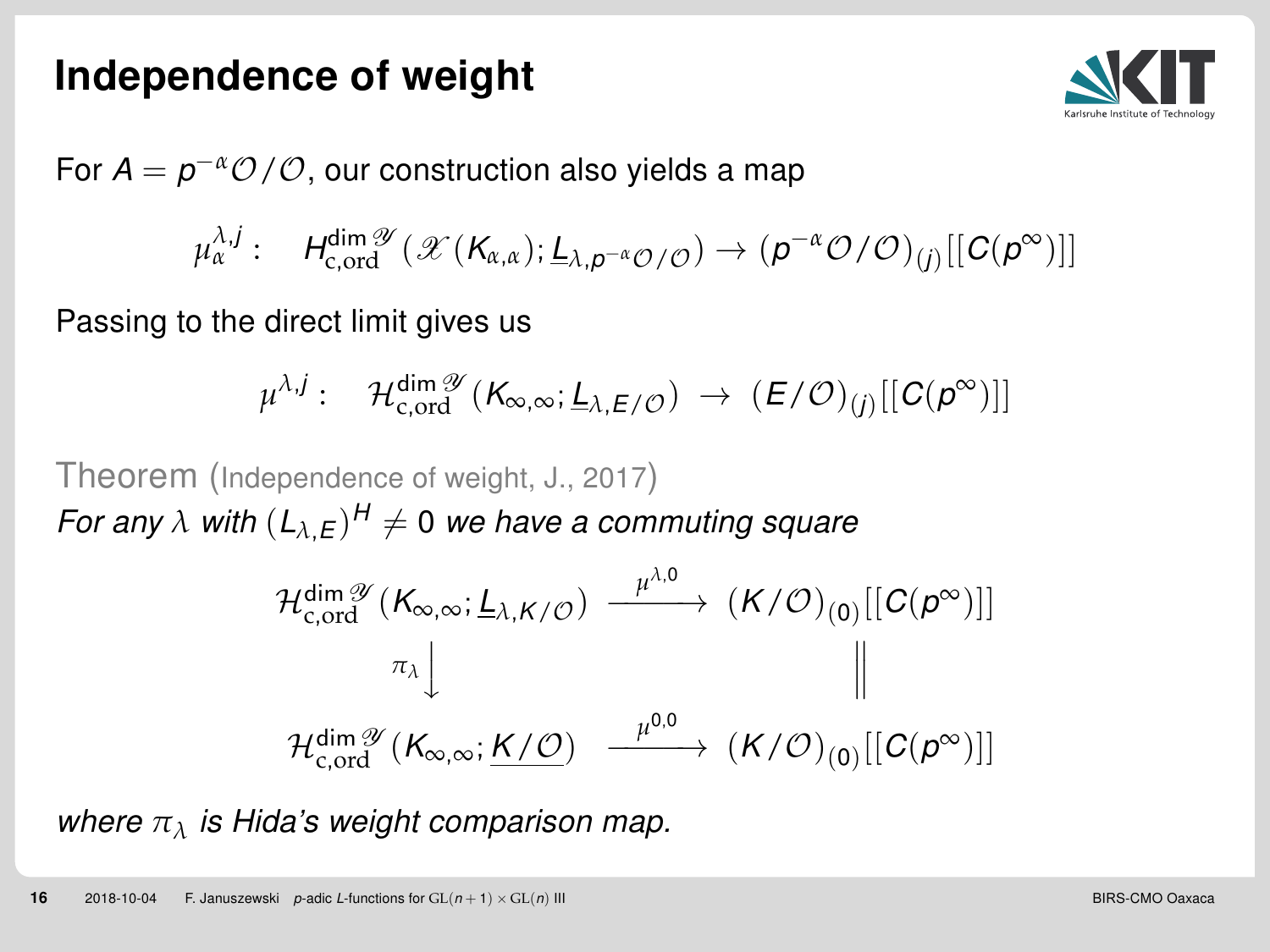# Independence of weight

For $A = p^{-\alpha}\mathcal{O}/\mathcal{O}$, our construction also yields a map

$$\mu_\alpha^{\lambda,j}: \quad H_{\mathrm{c,ord}}^{\dim \mathscr{Y}}(\mathscr{X}(K_{\alpha,\alpha}); \underline{L}_{\lambda,p^{-\alpha}\mathcal{O}/\mathcal{O}}) \to (p^{-\alpha}\mathcal{O}/\mathcal{O})_{(j)}[[C(p^\infty)]]$$

Passing to the direct limit gives us

$$\mu^{\lambda,j}: \quad \mathcal{H}_{\mathrm{c,ord}}^{\dim \mathscr{Y}}(K_{\infty,\infty}; \underline{L}_{\lambda,E/\mathcal{O}}) \;\to\; (E/\mathcal{O})_{(j)}[[C(p^\infty)]]$$

**Theorem (Independence of weight, J., 2017)**

*For any $\lambda$ with $(L_{\lambda,E})^H \neq 0$ we have a commuting square*

$$\begin{array}{ccc}
\mathcal{H}_{\mathrm{c,ord}}^{\dim \mathscr{Y}}(K_{\infty,\infty}; \underline{L}_{\lambda,K/\mathcal{O}}) & \xrightarrow{\mu^{\lambda,0}} & (K/\mathcal{O})_{(0)}[[C(p^\infty)]] \\
\pi_\lambda \big\downarrow & & \big\| \\
\mathcal{H}_{\mathrm{c,ord}}^{\dim \mathscr{Y}}(K_{\infty,\infty}; \underline{K/\mathcal{O}}) & \xrightarrow{\mu^{0,0}} & (K/\mathcal{O})_{(0)}[[C(p^\infty)]]
\end{array}$$

*where $\pi_\lambda$ is Hida's weight comparison map.*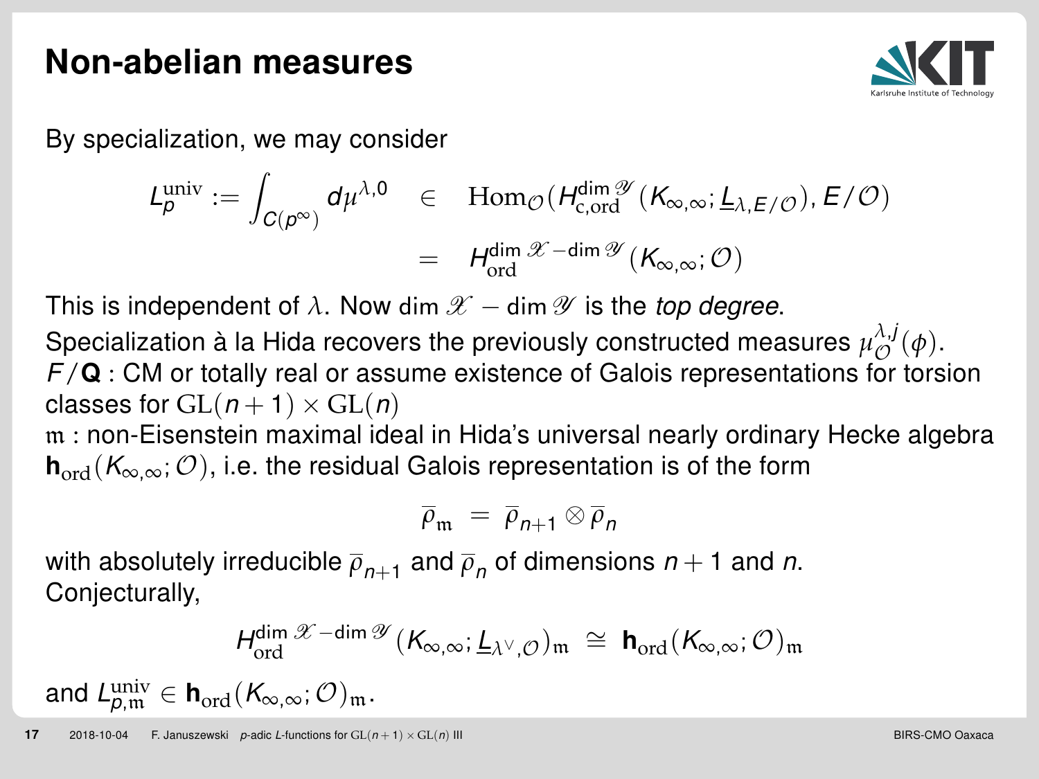# Non-abelian measures

By specialization, we may consider

$$L_p^{\mathrm{univ}} := \int_{C(p^\infty)} d\mu^{\lambda,0} \quad \in \quad \mathrm{Hom}_{\mathcal{O}}(H_{\mathrm{c,ord}}^{\dim \mathscr{Y}}(K_{\infty,\infty}; \underline{L}_{\lambda,E/\mathcal{O}}), E/\mathcal{O})$$

$$= \quad H_{\mathrm{ord}}^{\dim \mathscr{X} - \dim \mathscr{Y}}(K_{\infty,\infty}; \mathcal{O})$$

This is independent of $\lambda$. Now $\dim \mathscr{X} - \dim \mathscr{Y}$ is the *top degree*.

Specialization à la Hida recovers the previously constructed measures $\mu_{\mathcal{O}}^{\lambda,j}(\phi)$.

$F/\mathbf{Q}$ : CM or totally real or assume existence of Galois representations for torsion classes for $\mathrm{GL}(n+1) \times \mathrm{GL}(n)$

$\mathfrak{m}$ : non-Eisenstein maximal ideal in Hida's universal nearly ordinary Hecke algebra $\mathbf{h}_{\mathrm{ord}}(K_{\infty,\infty}; \mathcal{O})$, i.e. the residual Galois representation is of the form

$$\overline{\rho}_{\mathfrak{m}} = \overline{\rho}_{n+1} \otimes \overline{\rho}_n$$

with absolutely irreducible $\overline{\rho}_{n+1}$ and $\overline{\rho}_n$ of dimensions $n+1$ and $n$.

Conjecturally,

$$H_{\mathrm{ord}}^{\dim \mathscr{X} - \dim \mathscr{Y}}(K_{\infty,\infty}; \underline{L}_{\lambda^\vee,\mathcal{O}})_{\mathfrak{m}} \cong \mathbf{h}_{\mathrm{ord}}(K_{\infty,\infty}; \mathcal{O})_{\mathfrak{m}}$$

and $L_{p,\mathfrak{m}}^{\mathrm{univ}} \in \mathbf{h}_{\mathrm{ord}}(K_{\infty,\infty}; \mathcal{O})_{\mathfrak{m}}$.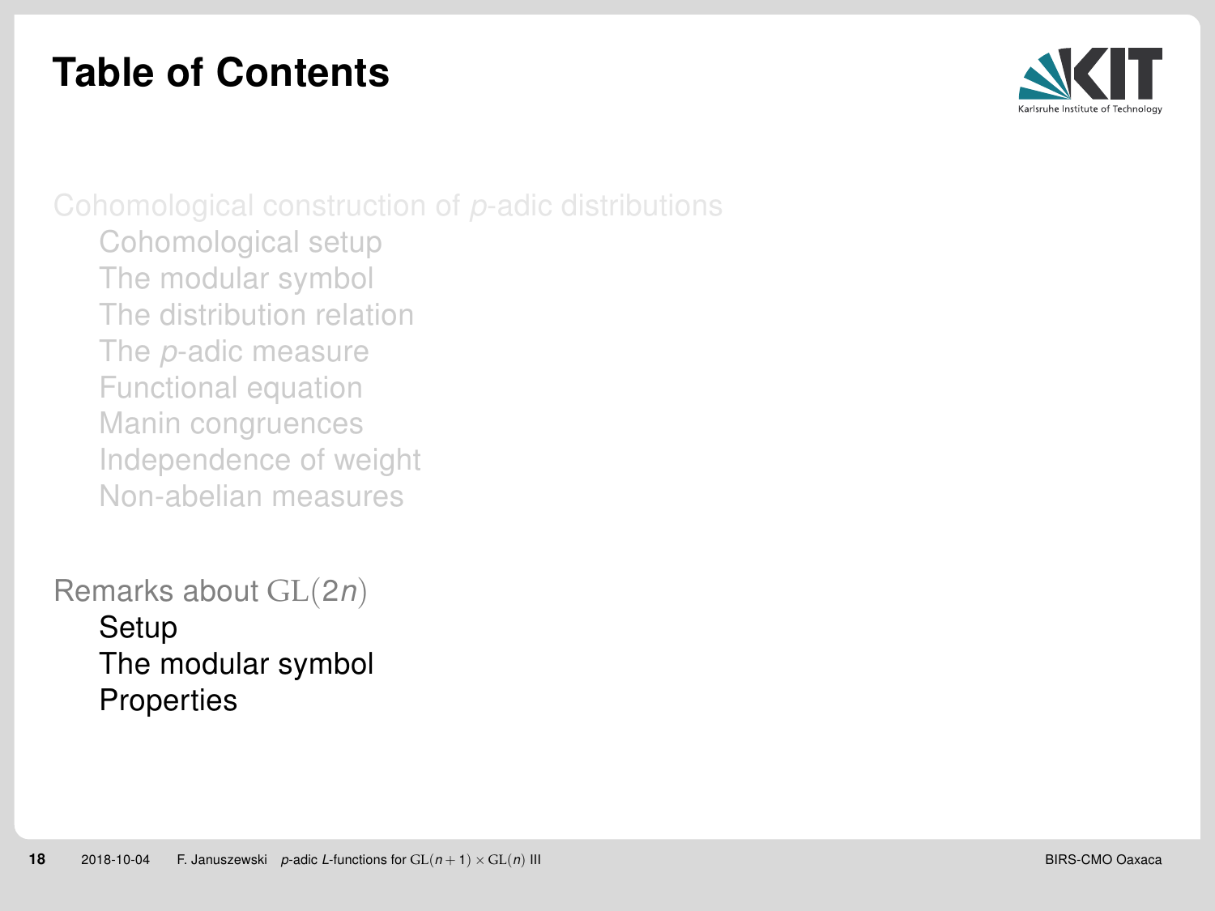# Table of Contents

Cohomological construction of $p$-adic distributions

- Cohomological setup
- The modular symbol
- The distribution relation
- The $p$-adic measure
- Functional equation
- Manin congruences
- Independence of weight
- Non-abelian measures

Remarks about $\mathrm{GL}(2n)$

- Setup
- The modular symbol
- Properties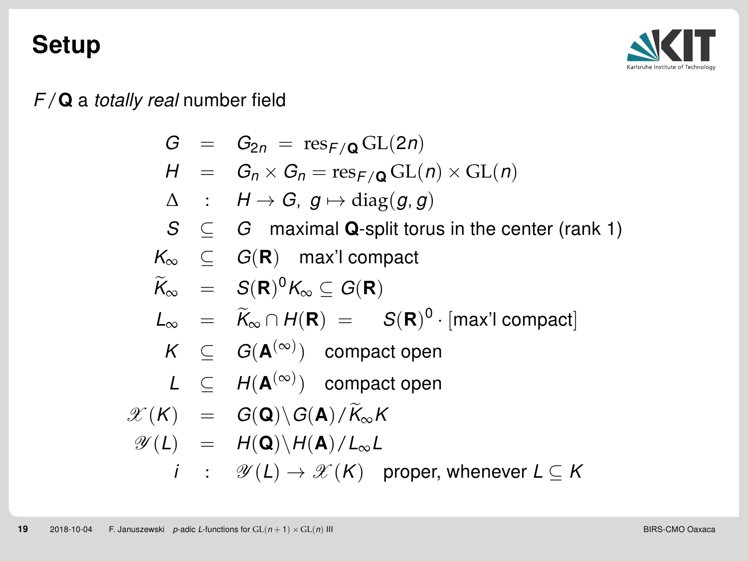# Setup

$F/\mathbf{Q}$ a *totally real* number field

$$
\begin{array}{rcl}
G & = & G_{2n} \;=\; \mathrm{res}_{F/\mathbf{Q}}\mathrm{GL}(2n) \\
H & = & G_n \times G_n = \mathrm{res}_{F/\mathbf{Q}}\mathrm{GL}(n) \times \mathrm{GL}(n) \\
\Delta & : & H \to G,\; g \mapsto \mathrm{diag}(g, g) \\
S & \subseteq & G \quad \text{maximal } \mathbf{Q}\text{-split torus in the center (rank 1)} \\
K_\infty & \subseteq & G(\mathbf{R}) \quad \text{max'l compact} \\
\widetilde{K}_\infty & = & S(\mathbf{R})^0 K_\infty \subseteq G(\mathbf{R}) \\
L_\infty & = & \widetilde{K}_\infty \cap H(\mathbf{R}) \;=\; S(\mathbf{R})^0 \cdot [\text{max'l compact}] \\
K & \subseteq & G(\mathbf{A}^{(\infty)}) \quad \text{compact open} \\
L & \subseteq & H(\mathbf{A}^{(\infty)}) \quad \text{compact open} \\
\mathscr{X}(K) & = & G(\mathbf{Q})\backslash G(\mathbf{A})/\widetilde{K}_\infty K \\
\mathscr{Y}(L) & = & H(\mathbf{Q})\backslash H(\mathbf{A})/L_\infty L \\
i & : & \mathscr{Y}(L) \to \mathscr{X}(K) \quad \text{proper, whenever } L \subseteq K
\end{array}
$$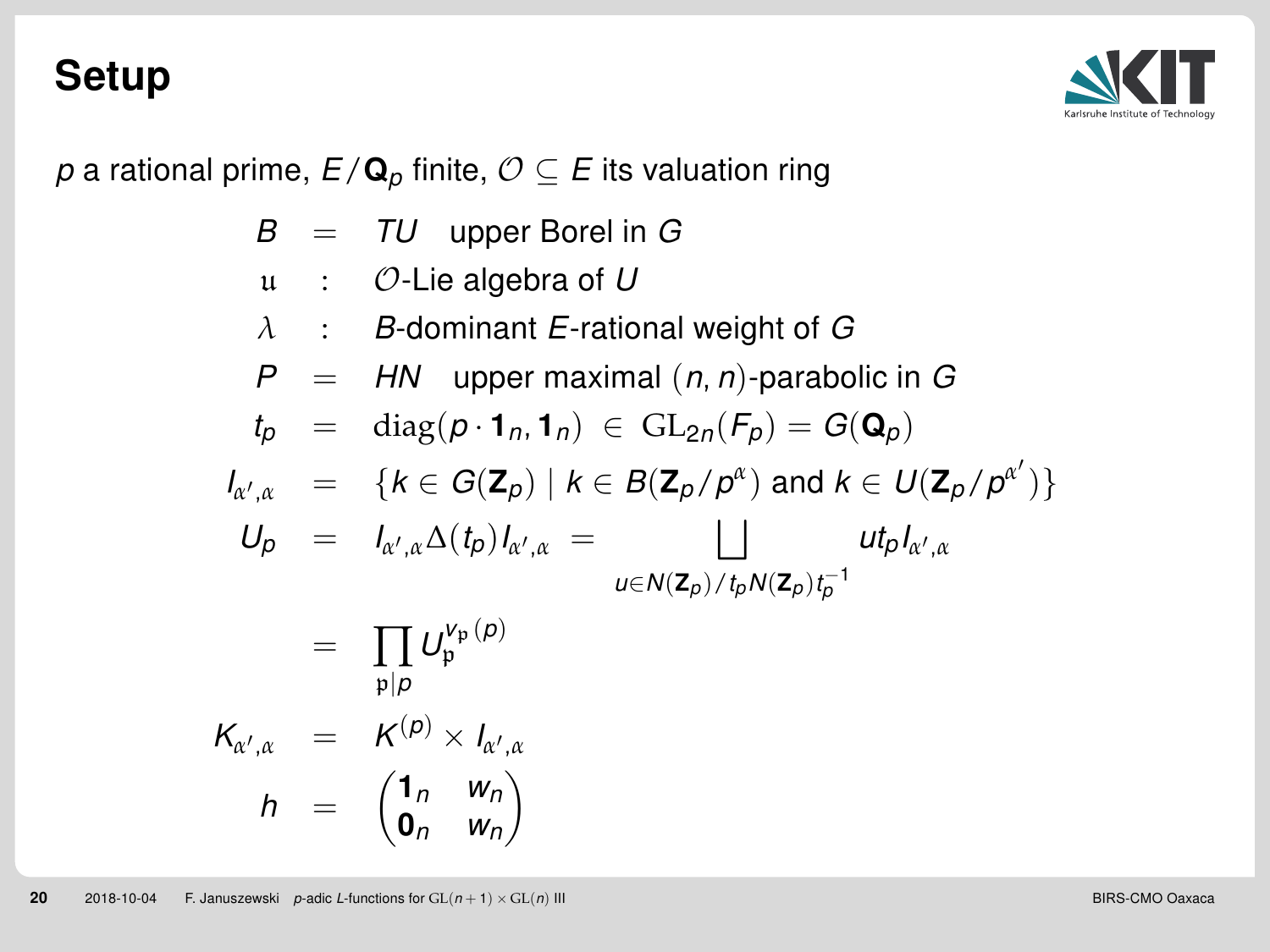# Setup

$p$ a rational prime, $E/\mathbf{Q}_p$ finite, $\mathcal{O} \subseteq E$ its valuation ring

$$
\begin{aligned}
B &= TU \quad \text{upper Borel in } G \\
\mathfrak{u} &: \quad \mathcal{O}\text{-Lie algebra of } U \\
\lambda &: \quad B\text{-dominant } E\text{-rational weight of } G \\
P &= HN \quad \text{upper maximal } (n,n)\text{-parabolic in } G \\
t_p &= \operatorname{diag}(p \cdot \mathbf{1}_n, \mathbf{1}_n) \in \mathrm{GL}_{2n}(F_p) = G(\mathbf{Q}_p) \\
I_{\alpha',\alpha} &= \{k \in G(\mathbf{Z}_p) \mid k \in B(\mathbf{Z}_p/p^{\alpha}) \text{ and } k \in U(\mathbf{Z}_p/p^{\alpha'})\} \\
U_p &= I_{\alpha',\alpha}\Delta(t_p)I_{\alpha',\alpha} = \bigsqcup_{u \in N(\mathbf{Z}_p)/t_p N(\mathbf{Z}_p) t_p^{-1}} u t_p I_{\alpha',\alpha} \\
&= \prod_{\mathfrak{p} \mid p} U_{\mathfrak{p}}^{v_{\mathfrak{p}}(p)} \\
K_{\alpha',\alpha} &= K^{(p)} \times I_{\alpha',\alpha} \\
h &= \begin{pmatrix} \mathbf{1}_n & w_n \\ \mathbf{0}_n & w_n \end{pmatrix}
\end{aligned}
$$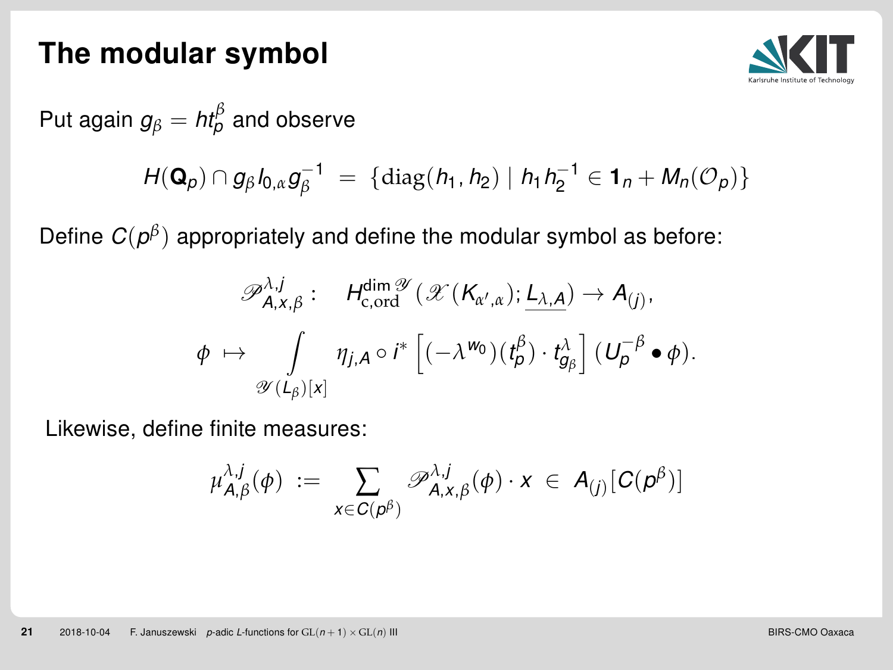# The modular symbol

Put again $g_\beta = ht_p^\beta$ and observe

$$H(\mathbf{Q}_p) \cap g_\beta I_{0,\alpha} g_\beta^{-1} \;=\; \{\mathrm{diag}(h_1, h_2) \mid h_1 h_2^{-1} \in \mathbf{1}_n + M_n(\mathcal{O}_p)\}$$

Define $C(p^\beta)$ appropriately and define the modular symbol as before:

$$\mathscr{P}^{\lambda,j}_{A,x,\beta} : \quad H^{\dim \mathscr{Y}}_{\mathrm{c,ord}}(\mathscr{X}(K_{\alpha',\alpha}); \underline{L_{\lambda,A}}) \to A_{(j)},$$

$$\phi \;\mapsto \int\limits_{\mathscr{Y}(L_\beta)[x]} \eta_{j,A} \circ i^* \left[ (-\lambda^{w_0})(t_p^\beta) \cdot t^\lambda_{g_\beta} \right] (U_p^{-\beta} \bullet \phi).$$

Likewise, define finite measures:

$$\mu^{\lambda,j}_{A,\beta}(\phi) \;:=\; \sum_{x \in C(p^\beta)} \mathscr{P}^{\lambda,j}_{A,x,\beta}(\phi) \cdot x \;\in\; A_{(j)}[C(p^\beta)]$$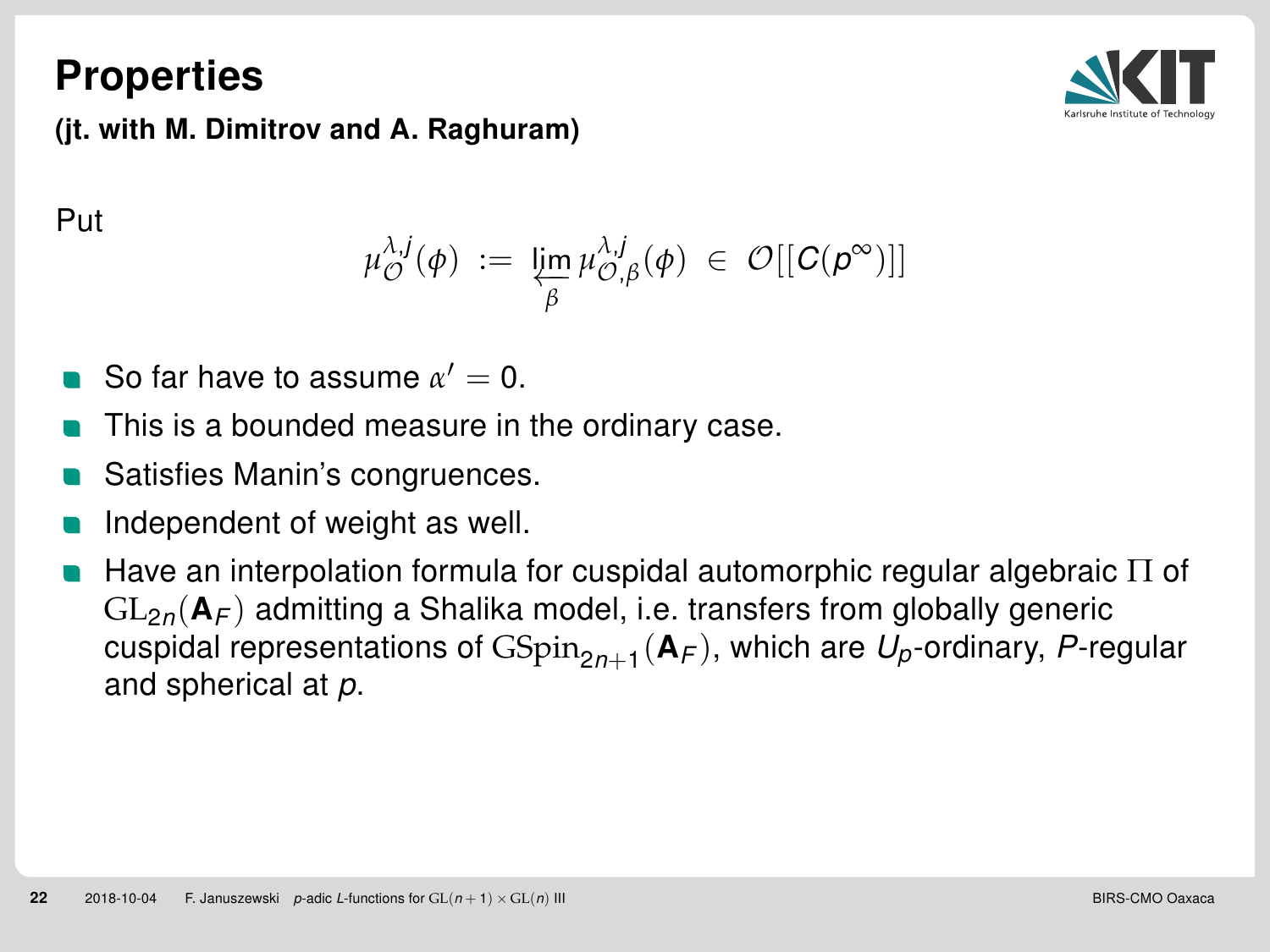# Properties

**(jt. with M. Dimitrov and A. Raghuram)**

Put

$$\mu_{\mathcal{O}}^{\lambda,j}(\phi) \;:=\; \varprojlim_{\beta} \mu_{\mathcal{O},\beta}^{\lambda,j}(\phi) \;\in\; \mathcal{O}[[C(p^\infty)]]$$

- So far have to assume $\alpha' = 0$.
- This is a bounded measure in the ordinary case.
- Satisfies Manin's congruences.
- Independent of weight as well.
- Have an interpolation formula for cuspidal automorphic regular algebraic $\Pi$ of $\mathrm{GL}_{2n}(\mathbf{A}_F)$ admitting a Shalika model, i.e. transfers from globally generic cuspidal representations of $\mathrm{GSpin}_{2n+1}(\mathbf{A}_F)$, which are $U_p$-ordinary, $P$-regular and spherical at $p$.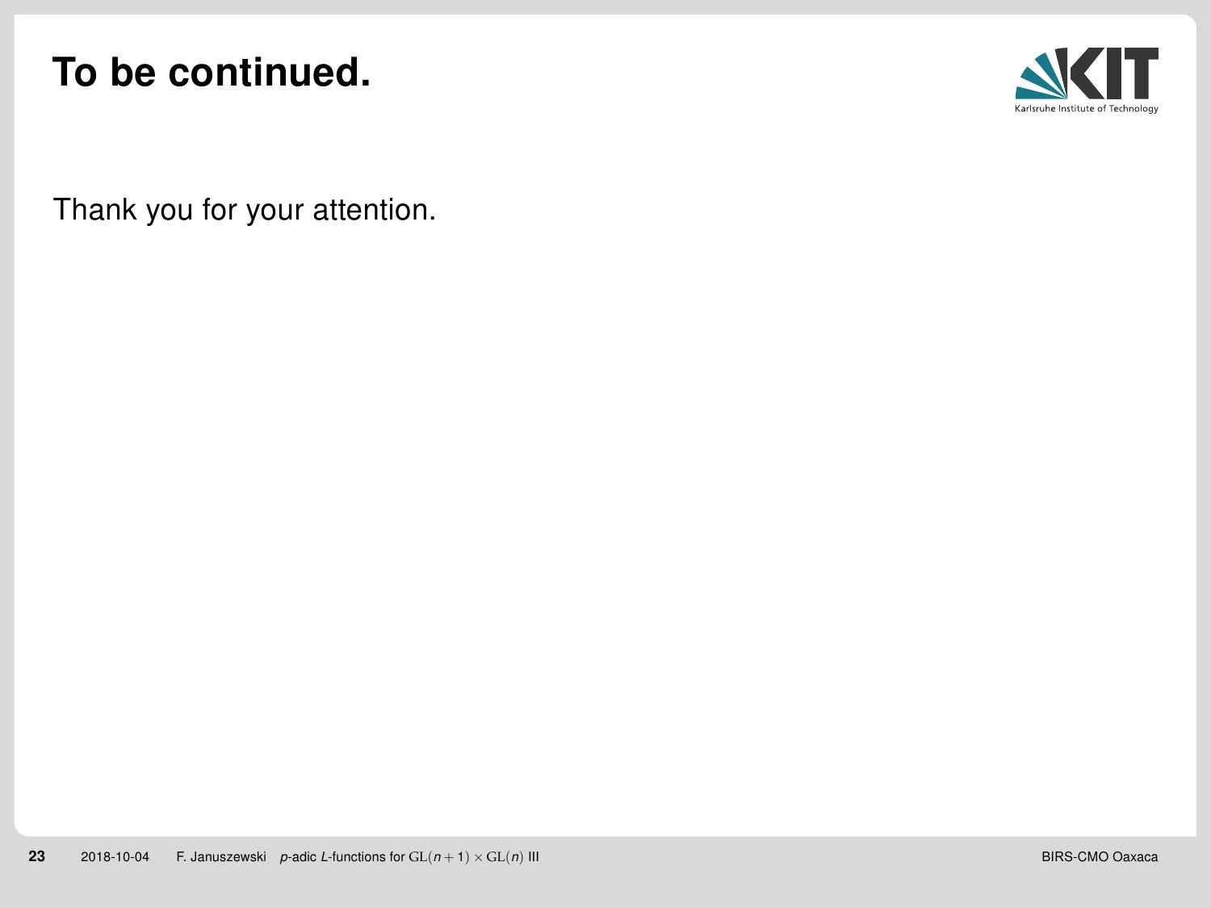# To be continued.

Thank you for your attention.